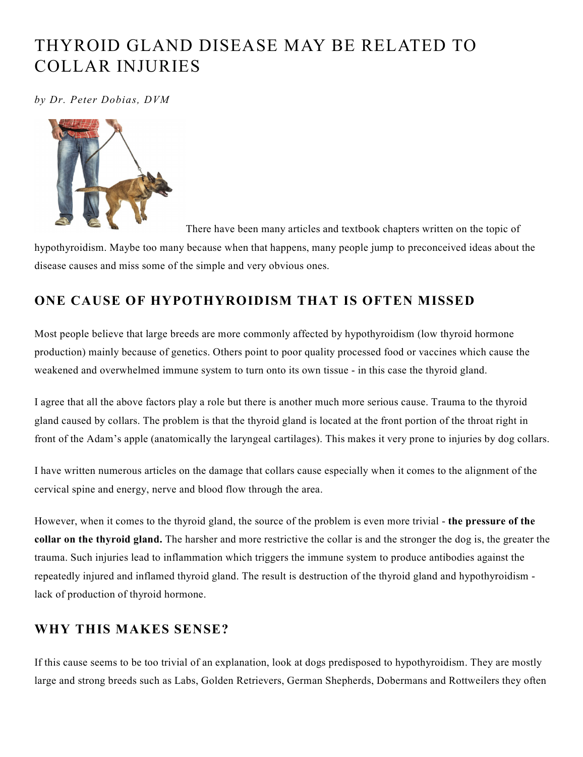# THYROID GLAND DISEASE MAY BE RELATED TO COLLAR INJURIES

*by Dr. Peter Dobias, DVM*

There have been many articles and textbook chapters written on the topic of hypothyroidism. Maybe too many because when that happens, many people jump to preconceived ideas about the disease causes and miss some of the simple and very obvious ones.

## ONE CAUSE OF HYPOTHYROIDISM THAT IS OFTEN MISSED

Most people believe that large breeds are more commonly affected by hypothyroidism (low thyroid hormone production) mainly because of genetics. Others point to poor quality processed food or vaccines which cause the weakened and overwhelmed immune system to turn onto its own tissue - in this case the thyroid gland.

I agree that all the above factors play a role but there is another much more serious cause. Trauma to the thyroid gland caused by collars. The problem is that the thyroid gland is located at the front portion of the throat right in front of the Adam's apple (anatomically the laryngeal cartilages). This makes it very prone to injuries by dog collars.

I have written numerous articles on the damage that collars cause especially when it comes to the alignment of the cervical spine and energy, nerve and blood flow through the area.

However, when it comes to the thyroid gland, the source of the problem is even more trivial - **the pressure of the collar on the thyroid gland.** The harsher and more restrictive the collar is and the stronger the dog is, the greater the trauma. Such injuries lead to inflammation which triggers the immune system to produce antibodies against the repeatedly injured and inflamed thyroid gland. The result is destruction of the thyroid gland and hypothyroidism - lack of production of thyroid hormone.

## WHY THIS MAKES SENSE?

If this cause seems to be too trivial of an explanation, look at dogs predisposed to hypothyroidism. They are mostly large and strong breeds such as Labs, Golden Retrievers, German Shepherds, Dobermans and Rottweilers they often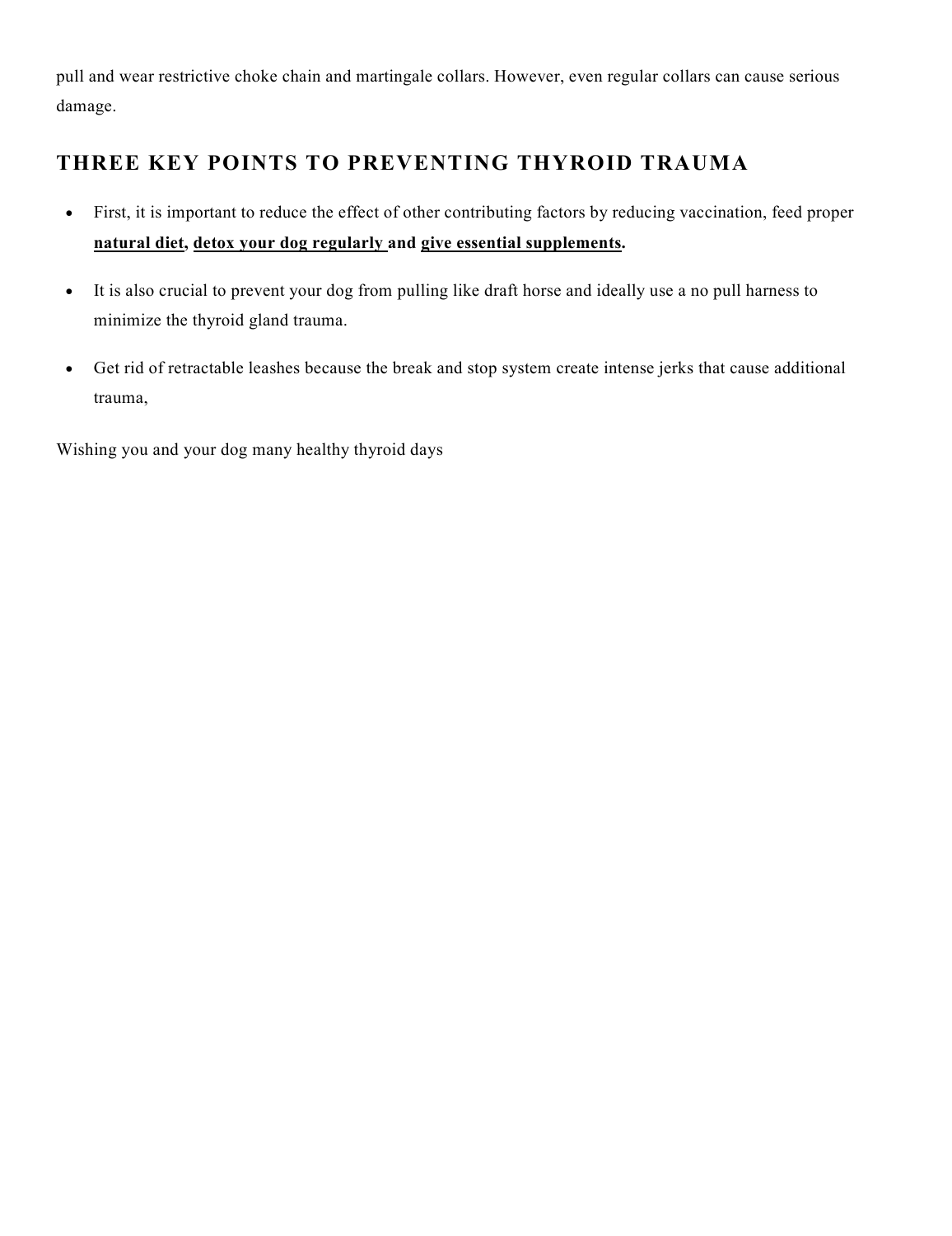pull and wear restrictive choke chain and martingale collars. However, even regular collars can cause serious damage.

## THREE KEY POINTS TO PREVENTING THYROID TRAUMA

- First, it is important to reduce the effect of other contributing factors by reducing vaccination, feed proper **natural diet**, **detox your dog regularly and give essential supplements.**
- It is also crucial to prevent your dog from pulling like draft horse and ideally use a no pull harness to minimize the thyroid gland trauma.
- Get rid of retractable leashes because the break and stop system create intense jerks that cause additional trauma,

Wishing you and your dog many healthy thyroid days